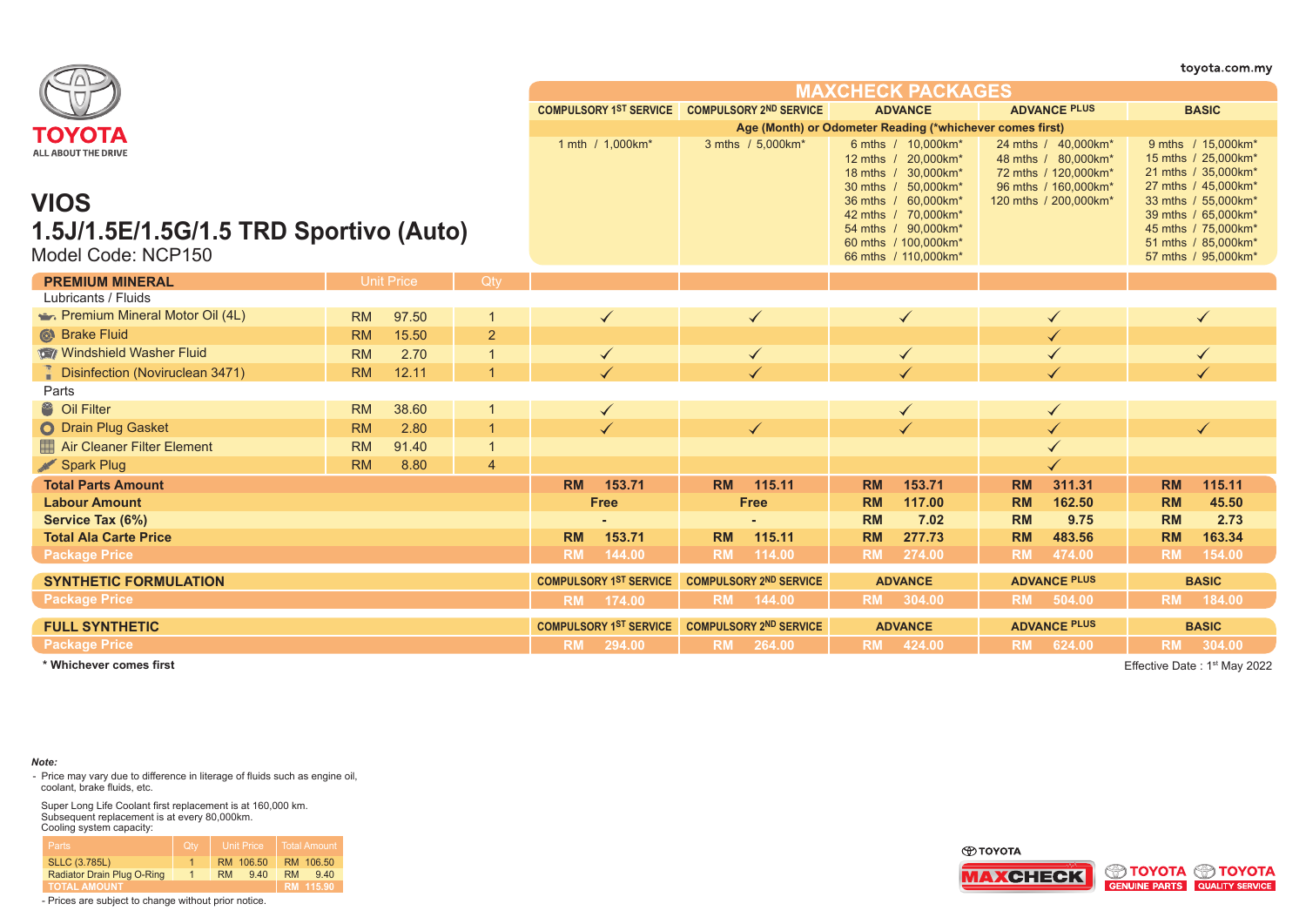toyota.com.my

TOYOTA
ALL ABOUT THE DRIVE

# VIOS

## 1.5J/1.5E/1.5G/1.5 TRD Sportivo (Auto)

Model Code: NCP150

| MAXCHECK PACKAGES | | | | | | | |
|---|---|---|---|---|---|---|---|
| | | | COMPULSORY 1ST SERVICE | COMPULSORY 2ND SERVICE | ADVANCE | ADVANCE PLUS | BASIC |
| Age (Month) or Odometer Reading (*whichever comes first) | | | 1 mth / 1,000km* | 3 mths / 5,000km* | 6 mths / 10,000km*<br>12 mths / 20,000km*<br>18 mths / 30,000km*<br>30 mths / 50,000km*<br>36 mths / 60,000km*<br>42 mths / 70,000km*<br>54 mths / 90,000km*<br>60 mths / 100,000km*<br>66 mths / 110,000km* | 24 mths / 40,000km*<br>48 mths / 80,000km*<br>72 mths / 120,000km*<br>96 mths / 160,000km*<br>120 mths / 200,000km* | 9 mths / 15,000km*<br>15 mths / 25,000km*<br>21 mths / 35,000km*<br>27 mths / 45,000km*<br>33 mths / 55,000km*<br>39 mths / 65,000km*<br>45 mths / 75,000km*<br>51 mths / 85,000km*<br>57 mths / 95,000km* |
| **PREMIUM MINERAL** | Unit Price | Qty | | | | | |
| Lubricants / Fluids | | | | | | | |
| Premium Mineral Motor Oil (4L) | RM 97.50 | 1 | ✓ | ✓ | ✓ | ✓ | ✓ |
| Brake Fluid | RM 15.50 | 2 | | | | ✓ | |
| Windshield Washer Fluid | RM 2.70 | 1 | ✓ | ✓ | ✓ | ✓ | ✓ |
| Disinfection (Noviruclean 3471) | RM 12.11 | 1 | ✓ | ✓ | ✓ | ✓ | ✓ |
| Parts | | | | | | | |
| Oil Filter | RM 38.60 | 1 | ✓ | | ✓ | ✓ | |
| Drain Plug Gasket | RM 2.80 | 1 | ✓ | ✓ | ✓ | ✓ | ✓ |
| Air Cleaner Filter Element | RM 91.40 | 1 | | | | ✓ | |
| Spark Plug | RM 8.80 | 4 | | | | ✓ | |
| **Total Parts Amount** | | | RM 153.71 | RM 115.11 | RM 153.71 | RM 311.31 | RM 115.11 |
| **Labour Amount** | | | Free | Free | RM 117.00 | RM 162.50 | RM 45.50 |
| **Service Tax (6%)** | | | - | - | RM 7.02 | RM 9.75 | RM 2.73 |
| **Total Ala Carte Price** | | | RM 153.71 | RM 115.11 | RM 277.73 | RM 483.56 | RM 163.34 |
| **Package Price** | | | RM 144.00 | RM 114.00 | RM 274.00 | RM 474.00 | RM 154.00 |

| SYNTHETIC FORMULATION | COMPULSORY 1ST SERVICE | COMPULSORY 2ND SERVICE | ADVANCE | ADVANCE PLUS | BASIC |
|---|---|---|---|---|---|
| **Package Price** | RM 174.00 | RM 144.00 | RM 304.00 | RM 504.00 | RM 184.00 |

| FULL SYNTHETIC | COMPULSORY 1ST SERVICE | COMPULSORY 2ND SERVICE | ADVANCE | ADVANCE PLUS | BASIC |
|---|---|---|---|---|---|
| **Package Price** | RM 294.00 | RM 264.00 | RM 424.00 | RM 624.00 | RM 304.00 |

**\* Whichever comes first**

Effective Date : 1st May 2022

***Note:***

- Price may vary due to difference in literage of fluids such as engine oil, coolant, brake fluids, etc.

Super Long Life Coolant first replacement is at 160,000 km.
Subsequent replacement is at every 80,000km.
Cooling system capacity:

| Parts | Qty | Unit Price | Total Amount |
|---|---|---|---|
| SLLC (3.785L) | 1 | RM 106.50 | RM 106.50 |
| Radiator Drain Plug O-Ring | 1 | RM 9.40 | RM 9.40 |
| TOTAL AMOUNT | | | RM 115.90 |

- Prices are subject to change without prior notice.

TOYOTA MAXCHECK · TOYOTA GENUINE PARTS · TOYOTA QUALITY SERVICE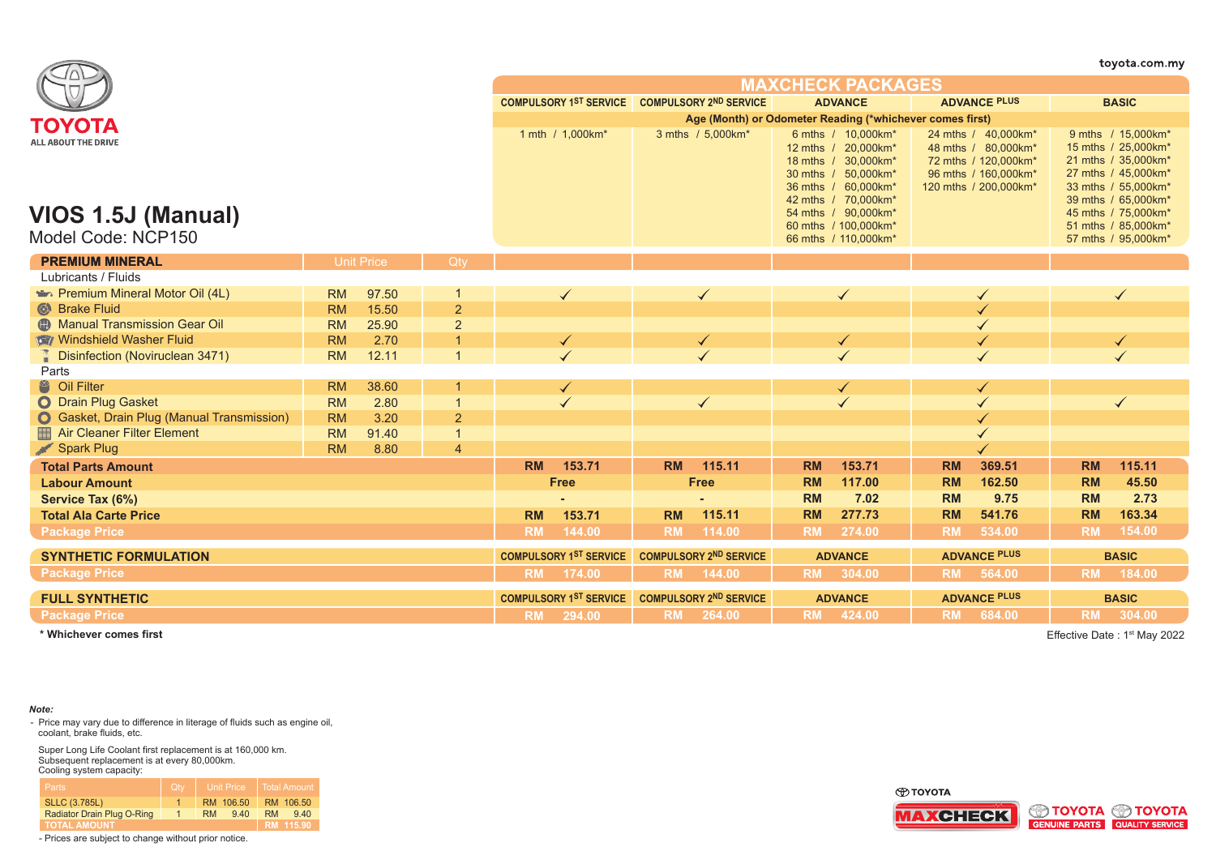toyota.com.my

TOYOTA
ALL ABOUT THE DRIVE

# VIOS 1.5J (Manual)

Model Code: NCP150

| | | | MAXCHECK PACKAGES | | | | |
|---|---|---|---|---|---|---|---|
| | | | COMPULSORY 1ST SERVICE | COMPULSORY 2ND SERVICE | ADVANCE | ADVANCE PLUS | BASIC |
| | | | Age (Month) or Odometer Reading (*whichever comes first) | | | | |
| | | | 1 mth / 1,000km* | 3 mths / 5,000km* | 6 mths / 10,000km*<br>12 mths / 20,000km*<br>18 mths / 30,000km*<br>30 mths / 50,000km*<br>36 mths / 60,000km*<br>42 mths / 70,000km*<br>54 mths / 90,000km*<br>60 mths / 100,000km*<br>66 mths / 110,000km* | 24 mths / 40,000km*<br>48 mths / 80,000km*<br>72 mths / 120,000km*<br>96 mths / 160,000km*<br>120 mths / 200,000km* | 9 mths / 15,000km*<br>15 mths / 25,000km*<br>21 mths / 35,000km*<br>27 mths / 45,000km*<br>33 mths / 55,000km*<br>39 mths / 65,000km*<br>45 mths / 75,000km*<br>51 mths / 85,000km*<br>57 mths / 95,000km* |
| **PREMIUM MINERAL** | Unit Price | Qty | | | | | |
| Lubricants / Fluids | | | | | | | |
| Premium Mineral Motor Oil (4L) | RM 97.50 | 1 | ✓ | ✓ | ✓ | ✓ | ✓ |
| Brake Fluid | RM 15.50 | 2 | | | | ✓ | |
| Manual Transmission Gear Oil | RM 25.90 | 2 | | | | ✓ | |
| Windshield Washer Fluid | RM 2.70 | 1 | ✓ | ✓ | ✓ | ✓ | ✓ |
| Disinfection (Noviruclean 3471) | RM 12.11 | 1 | ✓ | ✓ | ✓ | ✓ | ✓ |
| Parts | | | | | | | |
| Oil Filter | RM 38.60 | 1 | ✓ | | ✓ | ✓ | |
| Drain Plug Gasket | RM 2.80 | 1 | ✓ | ✓ | ✓ | ✓ | ✓ |
| Gasket, Drain Plug (Manual Transmission) | RM 3.20 | 2 | | | | ✓ | |
| Air Cleaner Filter Element | RM 91.40 | 1 | | | | ✓ | |
| Spark Plug | RM 8.80 | 4 | | | | ✓ | |
| **Total Parts Amount** | | | **RM 153.71** | **RM 115.11** | **RM 153.71** | **RM 369.51** | **RM 115.11** |
| **Labour Amount** | | | **Free** | **Free** | **RM 117.00** | **RM 162.50** | **RM 45.50** |
| **Service Tax (6%)** | | | **-** | **-** | **RM 7.02** | **RM 9.75** | **RM 2.73** |
| **Total Ala Carte Price** | | | **RM 153.71** | **RM 115.11** | **RM 277.73** | **RM 541.76** | **RM 163.34** |
| **Package Price** | | | **RM 144.00** | **RM 114.00** | **RM 274.00** | **RM 534.00** | **RM 154.00** |

| **SYNTHETIC FORMULATION** | COMPULSORY 1ST SERVICE | COMPULSORY 2ND SERVICE | ADVANCE | ADVANCE PLUS | BASIC |
|---|---|---|---|---|---|
| **Package Price** | **RM 174.00** | **RM 144.00** | **RM 304.00** | **RM 564.00** | **RM 184.00** |

| **FULL SYNTHETIC** | COMPULSORY 1ST SERVICE | COMPULSORY 2ND SERVICE | ADVANCE | ADVANCE PLUS | BASIC |
|---|---|---|---|---|---|
| **Package Price** | **RM 294.00** | **RM 264.00** | **RM 424.00** | **RM 684.00** | **RM 304.00** |

**\* Whichever comes first**

Effective Date : 1st May 2022

***Note:***

- Price may vary due to difference in literage of fluids such as engine oil, coolant, brake fluids, etc.

Super Long Life Coolant first replacement is at 160,000 km.
Subsequent replacement is at every 80,000km.
Cooling system capacity:

| Parts | Qty | Unit Price | Total Amount |
|---|---|---|---|
| SLLC (3.785L) | 1 | RM 106.50 | RM 106.50 |
| Radiator Drain Plug O-Ring | 1 | RM 9.40 | RM 9.40 |
| TOTAL AMOUNT | | | RM 115.90 |

- Prices are subject to change without prior notice.

TOYOTA MAXCHECK | TOYOTA GENUINE PARTS | TOYOTA QUALITY SERVICE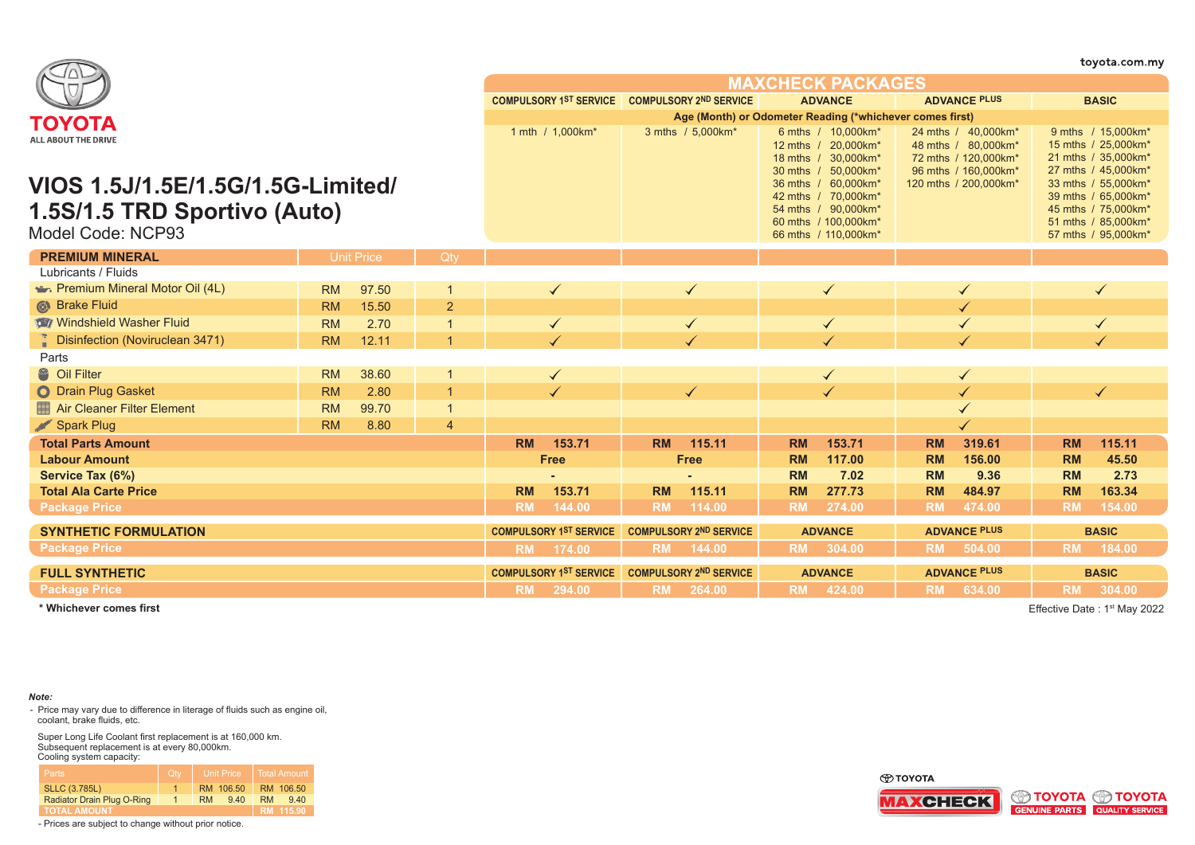**TOYOTA**
ALL ABOUT THE DRIVE

toyota.com.my

# VIOS 1.5J/1.5E/1.5G/1.5G-Limited/ 1.5S/1.5 TRD Sportivo (Auto)

Model Code: NCP93

| | | | MAXCHECK PACKAGES | | | | |
|---|---|---|---|---|---|---|---|
| | | | COMPULSORY 1ST SERVICE | COMPULSORY 2ND SERVICE | ADVANCE | ADVANCE PLUS | BASIC |
| | | | Age (Month) or Odometer Reading (*whichever comes first) | | | | |
| | | | 1 mth / 1,000km* | 3 mths / 5,000km* | 6 mths / 10,000km*<br>12 mths / 20,000km*<br>18 mths / 30,000km*<br>30 mths / 50,000km*<br>36 mths / 60,000km*<br>42 mths / 70,000km*<br>54 mths / 90,000km*<br>60 mths / 100,000km*<br>66 mths / 110,000km* | 24 mths / 40,000km*<br>48 mths / 80,000km*<br>72 mths / 120,000km*<br>96 mths / 160,000km*<br>120 mths / 200,000km* | 9 mths / 15,000km*<br>15 mths / 25,000km*<br>21 mths / 35,000km*<br>27 mths / 45,000km*<br>33 mths / 55,000km*<br>39 mths / 65,000km*<br>45 mths / 75,000km*<br>51 mths / 85,000km*<br>57 mths / 95,000km* |
| **PREMIUM MINERAL** | Unit Price | Qty | | | | | |
| Lubricants / Fluids | | | | | | | |
| Premium Mineral Motor Oil (4L) | RM 97.50 | 1 | ✓ | ✓ | ✓ | ✓ | ✓ |
| Brake Fluid | RM 15.50 | 2 | | | | ✓ | |
| Windshield Washer Fluid | RM 2.70 | 1 | ✓ | ✓ | ✓ | ✓ | ✓ |
| Disinfection (Noviruclean 3471) | RM 12.11 | 1 | ✓ | ✓ | ✓ | ✓ | ✓ |
| Parts | | | | | | | |
| Oil Filter | RM 38.60 | 1 | ✓ | | ✓ | ✓ | |
| Drain Plug Gasket | RM 2.80 | 1 | ✓ | ✓ | ✓ | ✓ | ✓ |
| Air Cleaner Filter Element | RM 99.70 | 1 | | | | ✓ | |
| Spark Plug | RM 8.80 | 4 | | | | ✓ | |
| **Total Parts Amount** | | | RM 153.71 | RM 115.11 | RM 153.71 | RM 319.61 | RM 115.11 |
| **Labour Amount** | | | Free | Free | RM 117.00 | RM 156.00 | RM 45.50 |
| **Service Tax (6%)** | | | - | - | RM 7.02 | RM 9.36 | RM 2.73 |
| **Total Ala Carte Price** | | | RM 153.71 | RM 115.11 | RM 277.73 | RM 484.97 | RM 163.34 |
| **Package Price** | | | RM 144.00 | RM 114.00 | RM 274.00 | RM 474.00 | RM 154.00 |

| **SYNTHETIC FORMULATION** | COMPULSORY 1ST SERVICE | COMPULSORY 2ND SERVICE | ADVANCE | ADVANCE PLUS | BASIC |
|---|---|---|---|---|---|
| **Package Price** | RM 174.00 | RM 144.00 | RM 304.00 | RM 504.00 | RM 184.00 |

| **FULL SYNTHETIC** | COMPULSORY 1ST SERVICE | COMPULSORY 2ND SERVICE | ADVANCE | ADVANCE PLUS | BASIC |
|---|---|---|---|---|---|
| **Package Price** | RM 294.00 | RM 264.00 | RM 424.00 | RM 634.00 | RM 304.00 |

**\* Whichever comes first**

Effective Date : 1st May 2022

***Note:***

- Price may vary due to difference in literage of fluids such as engine oil, coolant, brake fluids, etc.

Super Long Life Coolant first replacement is at 160,000 km.
Subsequent replacement is at every 80,000km.
Cooling system capacity:

| Parts | Qty | Unit Price | Total Amount |
|---|---|---|---|
| SLLC (3.785L) | 1 | RM 106.50 | RM 106.50 |
| Radiator Drain Plug O-Ring | 1 | RM 9.40 | RM 9.40 |
| TOTAL AMOUNT | | | RM 115.90 |

- Prices are subject to change without prior notice.

TOYOTA MAXCHECK | TOYOTA GENUINE PARTS | TOYOTA QUALITY SERVICE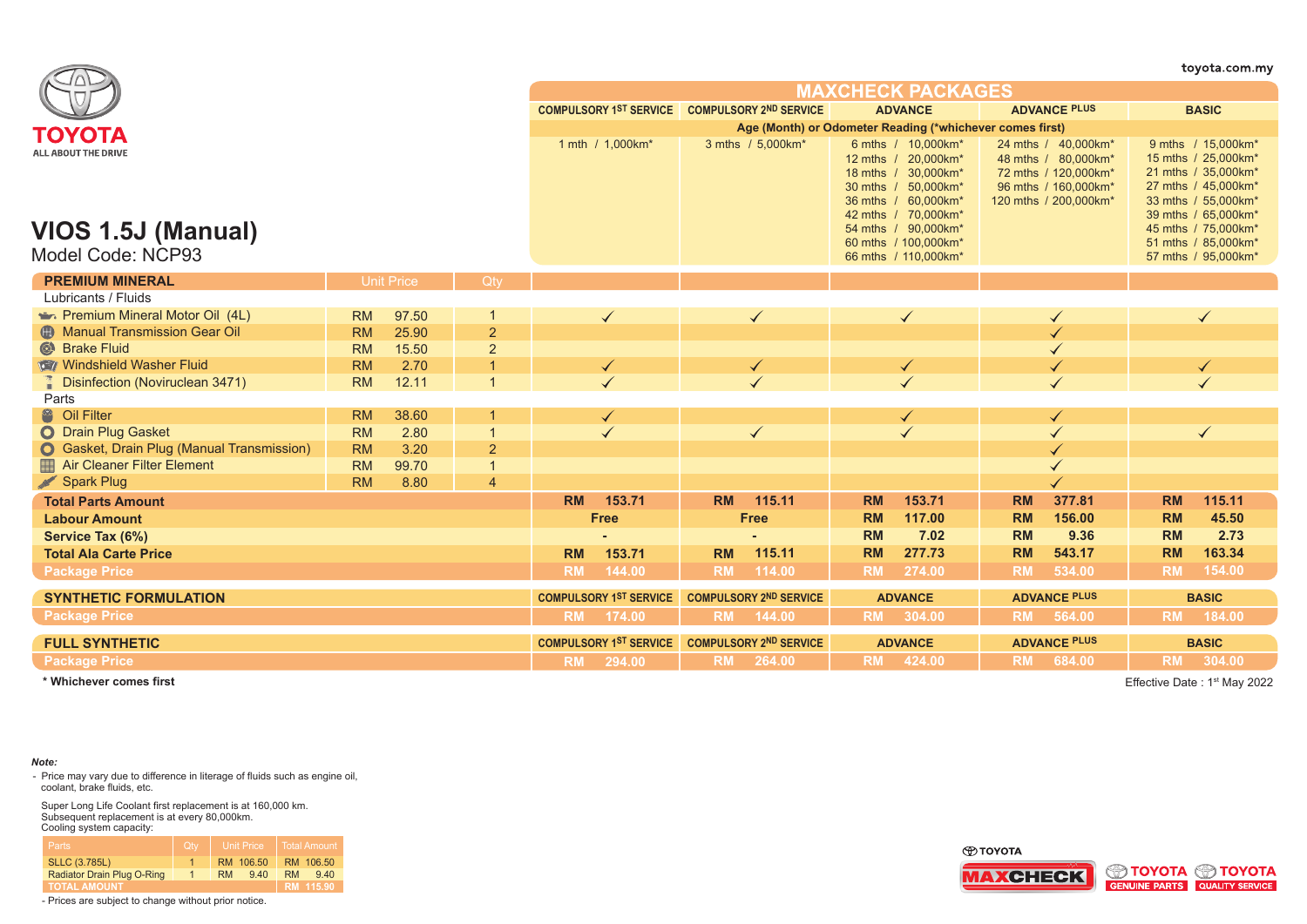toyota.com.my

**TOYOTA**
ALL ABOUT THE DRIVE

# VIOS 1.5J (Manual)

Model Code: NCP93

## MAXCHECK PACKAGES

| | | | COMPULSORY 1ST SERVICE | COMPULSORY 2ND SERVICE | ADVANCE | ADVANCE PLUS | BASIC |
|---|---|---|---|---|---|---|---|
| Age (Month) or Odometer Reading (*whichever comes first) | | | 1 mth / 1,000km* | 3 mths / 5,000km* | 6 mths / 10,000km*<br>12 mths / 20,000km*<br>18 mths / 30,000km*<br>30 mths / 50,000km*<br>36 mths / 60,000km*<br>42 mths / 70,000km*<br>54 mths / 90,000km*<br>60 mths / 100,000km*<br>66 mths / 110,000km* | 24 mths / 40,000km*<br>48 mths / 80,000km*<br>72 mths / 120,000km*<br>96 mths / 160,000km*<br>120 mths / 200,000km* | 9 mths / 15,000km*<br>15 mths / 25,000km*<br>21 mths / 35,000km*<br>27 mths / 45,000km*<br>33 mths / 55,000km*<br>39 mths / 65,000km*<br>45 mths / 75,000km*<br>51 mths / 85,000km*<br>57 mths / 95,000km* |
| **PREMIUM MINERAL** | Unit Price | Qty | | | | | |
| Lubricants / Fluids | | | | | | | |
| Premium Mineral Motor Oil (4L) | RM 97.50 | 1 | ✓ | ✓ | ✓ | ✓ | ✓ |
| Manual Transmission Gear Oil | RM 25.90 | 2 | | | | ✓ | |
| Brake Fluid | RM 15.50 | 2 | | | | ✓ | |
| Windshield Washer Fluid | RM 2.70 | 1 | ✓ | ✓ | ✓ | ✓ | ✓ |
| Disinfection (Noviruclean 3471) | RM 12.11 | 1 | ✓ | ✓ | ✓ | ✓ | ✓ |
| Parts | | | | | | | |
| Oil Filter | RM 38.60 | 1 | ✓ | | ✓ | ✓ | |
| Drain Plug Gasket | RM 2.80 | 1 | ✓ | ✓ | ✓ | ✓ | ✓ |
| Gasket, Drain Plug (Manual Transmission) | RM 3.20 | 2 | | | | ✓ | |
| Air Cleaner Filter Element | RM 99.70 | 1 | | | | ✓ | |
| Spark Plug | RM 8.80 | 4 | | | | ✓ | |
| **Total Parts Amount** | | | RM 153.71 | RM 115.11 | RM 153.71 | RM 377.81 | RM 115.11 |
| **Labour Amount** | | | Free | Free | RM 117.00 | RM 156.00 | RM 45.50 |
| **Service Tax (6%)** | | | - | - | RM 7.02 | RM 9.36 | RM 2.73 |
| **Total Ala Carte Price** | | | RM 153.71 | RM 115.11 | RM 277.73 | RM 543.17 | RM 163.34 |
| **Package Price** | | | RM 144.00 | RM 114.00 | RM 274.00 | RM 534.00 | RM 154.00 |

| SYNTHETIC FORMULATION | COMPULSORY 1ST SERVICE | COMPULSORY 2ND SERVICE | ADVANCE | ADVANCE PLUS | BASIC |
|---|---|---|---|---|---|
| Package Price | RM 174.00 | RM 144.00 | RM 304.00 | RM 564.00 | RM 184.00 |

| FULL SYNTHETIC | COMPULSORY 1ST SERVICE | COMPULSORY 2ND SERVICE | ADVANCE | ADVANCE PLUS | BASIC |
|---|---|---|---|---|---|
| Package Price | RM 294.00 | RM 264.00 | RM 424.00 | RM 684.00 | RM 304.00 |

**\* Whichever comes first**

Effective Date : 1st May 2022

***Note:***

- Price may vary due to difference in literage of fluids such as engine oil, coolant, brake fluids, etc.

Super Long Life Coolant first replacement is at 160,000 km.
Subsequent replacement is at every 80,000km.
Cooling system capacity:

| Parts | Qty | Unit Price | Total Amount |
|---|---|---|---|
| SLLC (3.785L) | 1 | RM 106.50 | RM 106.50 |
| Radiator Drain Plug O-Ring | 1 | RM 9.40 | RM 9.40 |
| TOTAL AMOUNT | | | RM 115.90 |

- Prices are subject to change without prior notice.

TOYOTA MAXCHECK | TOYOTA GENUINE PARTS | TOYOTA QUALITY SERVICE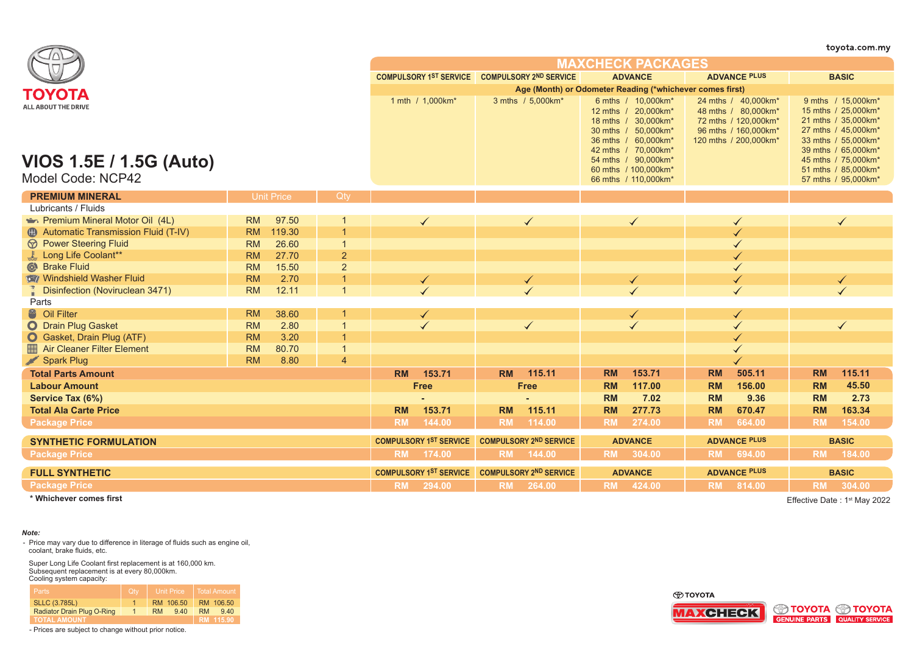toyota.com.my

TOYOTA
ALL ABOUT THE DRIVE

# VIOS 1.5E / 1.5G (Auto)

Model Code: NCP42

| | | | MAXCHECK PACKAGES | | | | |
|---|---|---|---|---|---|---|---|
| | | | COMPULSORY 1ST SERVICE | COMPULSORY 2ND SERVICE | ADVANCE | ADVANCE PLUS | BASIC |
| | | | Age (Month) or Odometer Reading (*whichever comes first) | | | | |
| | | | 1 mth / 1,000km* | 3 mths / 5,000km* | 6 mths / 10,000km*<br>12 mths / 20,000km*<br>18 mths / 30,000km*<br>30 mths / 50,000km*<br>36 mths / 60,000km*<br>42 mths / 70,000km*<br>54 mths / 90,000km*<br>60 mths / 100,000km*<br>66 mths / 110,000km* | 24 mths / 40,000km*<br>48 mths / 80,000km*<br>72 mths / 120,000km*<br>96 mths / 160,000km*<br>120 mths / 200,000km* | 9 mths / 15,000km*<br>15 mths / 25,000km*<br>21 mths / 35,000km*<br>27 mths / 45,000km*<br>33 mths / 55,000km*<br>39 mths / 65,000km*<br>45 mths / 75,000km*<br>51 mths / 85,000km*<br>57 mths / 95,000km* |
| **PREMIUM MINERAL** | Unit Price | Qty | | | | | |
| Lubricants / Fluids | | | | | | | |
| Premium Mineral Motor Oil (4L) | RM 97.50 | 1 | ✓ | ✓ | ✓ | ✓ | ✓ |
| Automatic Transmission Fluid (T-IV) | RM 119.30 | 1 | | | | ✓ | |
| Power Steering Fluid | RM 26.60 | 1 | | | | ✓ | |
| Long Life Coolant** | RM 27.70 | 2 | | | | ✓ | |
| Brake Fluid | RM 15.50 | 2 | | | | ✓ | |
| Windshield Washer Fluid | RM 2.70 | 1 | ✓ | ✓ | ✓ | ✓ | ✓ |
| Disinfection (Noviruclean 3471) | RM 12.11 | 1 | ✓ | ✓ | ✓ | ✓ | ✓ |
| Parts | | | | | | | |
| Oil Filter | RM 38.60 | 1 | ✓ | | ✓ | ✓ | |
| Drain Plug Gasket | RM 2.80 | 1 | ✓ | ✓ | ✓ | ✓ | ✓ |
| Gasket, Drain Plug (ATF) | RM 3.20 | 1 | | | | ✓ | |
| Air Cleaner Filter Element | RM 80.70 | 1 | | | | ✓ | |
| Spark Plug | RM 8.80 | 4 | | | | ✓ | |
| **Total Parts Amount** | | | RM 153.71 | RM 115.11 | RM 153.71 | RM 505.11 | RM 115.11 |
| **Labour Amount** | | | Free | Free | RM 117.00 | RM 156.00 | RM 45.50 |
| **Service Tax (6%)** | | | - | - | RM 7.02 | RM 9.36 | RM 2.73 |
| **Total Ala Carte Price** | | | RM 153.71 | RM 115.11 | RM 277.73 | RM 670.47 | RM 163.34 |
| **Package Price** | | | RM 144.00 | RM 114.00 | RM 274.00 | RM 664.00 | RM 154.00 |

| **SYNTHETIC FORMULATION** | COMPULSORY 1ST SERVICE | COMPULSORY 2ND SERVICE | ADVANCE | ADVANCE PLUS | BASIC |
|---|---|---|---|---|---|
| **Package Price** | RM 174.00 | RM 144.00 | RM 304.00 | RM 694.00 | RM 184.00 |

| **FULL SYNTHETIC** | COMPULSORY 1ST SERVICE | COMPULSORY 2ND SERVICE | ADVANCE | ADVANCE PLUS | BASIC |
|---|---|---|---|---|---|
| **Package Price** | RM 294.00 | RM 264.00 | RM 424.00 | RM 814.00 | RM 304.00 |

**\* Whichever comes first**

Effective Date : 1st May 2022

***Note:***

- Price may vary due to difference in literage of fluids such as engine oil, coolant, brake fluids, etc.

  Super Long Life Coolant first replacement is at 160,000 km.
  Subsequent replacement is at every 80,000km.
  Cooling system capacity:

| Parts | Qty | Unit Price | Total Amount |
|---|---|---|---|
| SLLC (3.785L) | 1 | RM 106.50 | RM 106.50 |
| Radiator Drain Plug O-Ring | 1 | RM 9.40 | RM 9.40 |
| TOTAL AMOUNT | | | RM 115.90 |

- Prices are subject to change without prior notice.

TOYOTA MAXCHECK · TOYOTA GENUINE PARTS · TOYOTA QUALITY SERVICE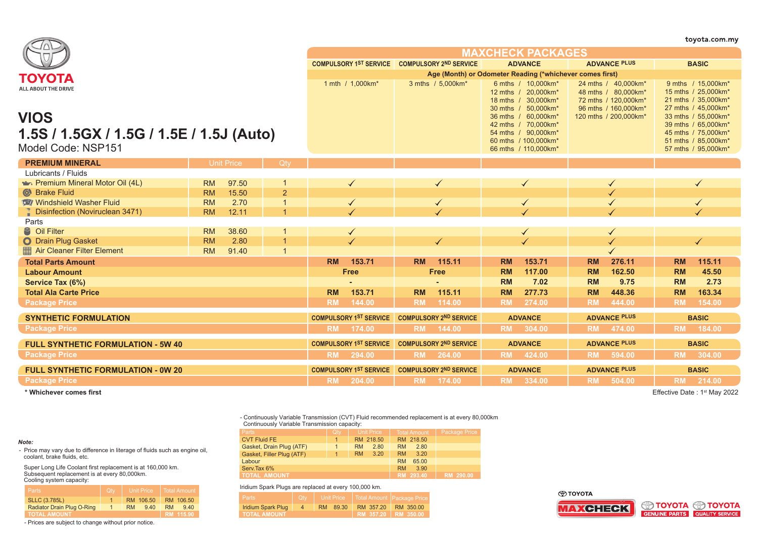toyota.com.my

TOYOTA
ALL ABOUT THE DRIVE

# VIOS
## 1.5S / 1.5GX / 1.5G / 1.5E / 1.5J (Auto)
Model Code: NSP151

| | | | MAXCHECK PACKAGES | | | | |
|---|---|---|---|---|---|---|---|
| | | | COMPULSORY 1ST SERVICE | COMPULSORY 2ND SERVICE | ADVANCE | ADVANCE PLUS | BASIC |
| | | | Age (Month) or Odometer Reading (*whichever comes first) | | | | |
| | | | 1 mth / 1,000km* | 3 mths / 5,000km* | 6 mths / 10,000km*<br>12 mths / 20,000km*<br>18 mths / 30,000km*<br>30 mths / 50,000km*<br>36 mths / 60,000km*<br>42 mths / 70,000km*<br>54 mths / 90,000km*<br>60 mths / 100,000km*<br>66 mths / 110,000km* | 24 mths / 40,000km*<br>48 mths / 80,000km*<br>72 mths / 120,000km*<br>96 mths / 160,000km*<br>120 mths / 200,000km* | 9 mths / 15,000km*<br>15 mths / 25,000km*<br>21 mths / 35,000km*<br>27 mths / 45,000km*<br>33 mths / 55,000km*<br>39 mths / 65,000km*<br>45 mths / 75,000km*<br>51 mths / 85,000km*<br>57 mths / 95,000km* |
| **PREMIUM MINERAL** | Unit Price | Qty | | | | | |
| Lubricants / Fluids | | | | | | | |
| Premium Mineral Motor Oil (4L) | RM 97.50 | 1 | ✓ | ✓ | ✓ | ✓ | ✓ |
| Brake Fluid | RM 15.50 | 2 | | | | ✓ | |
| Windshield Washer Fluid | RM 2.70 | 1 | ✓ | ✓ | ✓ | ✓ | ✓ |
| Disinfection (Noviruclean 3471) | RM 12.11 | 1 | ✓ | ✓ | ✓ | ✓ | ✓ |
| Parts | | | | | | | |
| Oil Filter | RM 38.60 | 1 | ✓ | | ✓ | ✓ | |
| Drain Plug Gasket | RM 2.80 | 1 | ✓ | ✓ | ✓ | ✓ | ✓ |
| Air Cleaner Filter Element | RM 91.40 | 1 | | | | ✓ | |
| **Total Parts Amount** | | | RM 153.71 | RM 115.11 | RM 153.71 | RM 276.11 | RM 115.11 |
| **Labour Amount** | | | Free | Free | RM 117.00 | RM 162.50 | RM 45.50 |
| **Service Tax (6%)** | | | - | - | RM 7.02 | RM 9.75 | RM 2.73 |
| **Total Ala Carte Price** | | | RM 153.71 | RM 115.11 | RM 277.73 | RM 448.36 | RM 163.34 |
| **Package Price** | | | RM 144.00 | RM 114.00 | RM 274.00 | RM 444.00 | RM 154.00 |

| SYNTHETIC FORMULATION | COMPULSORY 1ST SERVICE | COMPULSORY 2ND SERVICE | ADVANCE | ADVANCE PLUS | BASIC |
|---|---|---|---|---|---|
| Package Price | RM 174.00 | RM 144.00 | RM 304.00 | RM 474.00 | RM 184.00 |

| FULL SYNTHETIC FORMULATION - 5W 40 | COMPULSORY 1ST SERVICE | COMPULSORY 2ND SERVICE | ADVANCE | ADVANCE PLUS | BASIC |
|---|---|---|---|---|---|
| Package Price | RM 294.00 | RM 264.00 | RM 424.00 | RM 594.00 | RM 304.00 |

| FULL SYNTHETIC FORMULATION - 0W 20 | COMPULSORY 1ST SERVICE | COMPULSORY 2ND SERVICE | ADVANCE | ADVANCE PLUS | BASIC |
|---|---|---|---|---|---|
| Package Price | RM 204.00 | RM 174.00 | RM 334.00 | RM 504.00 | RM 214.00 |

**\* Whichever comes first**

Effective Date : 1st May 2022

*Note:*
- Price may vary due to difference in litterage of fluids such as engine oil, coolant, brake fluids, etc.

Super Long Life Coolant first replacement is at 160,000 km.
Subsequent replacement is at every 80,000km.
Cooling system capacity:

| Parts | Qty | Unit Price | Total Amount |
|---|---|---|---|
| SLLC (3.785L) | 1 | RM 106.50 | RM 106.50 |
| Radiator Drain Plug O-Ring | 1 | RM 9.40 | RM 9.40 |
| TOTAL AMOUNT | | | RM 115.90 |

- Prices are subject to change without prior notice.

- Continuously Variable Transmission (CVT) Fluid recommended replacement is at every 80,000km
Continuously Variable Transmission capacity:

| Parts | Qty | Unit Price | Total Amount | Package Price |
|---|---|---|---|---|
| CVT Fluid FE | 1 | RM 218.50 | RM 218.50 | |
| Gasket, Drain Plug (ATF) | 1 | RM 2.80 | RM 2.80 | |
| Gasket, Filler Plug (ATF) | 1 | RM 3.20 | RM 3.20 | |
| Labour | | | RM 65.00 | |
| Serv.Tax 6% | | | RM 3.90 | |
| TOTAL AMOUNT | | | RM 293.40 | RM 290.00 |

Iridium Spark Plugs are replaced at every 100,000 km.

| Parts | Qty | Unit Price | Total Amount | Package Price |
|---|---|---|---|---|
| Iridium Spark Plug | 4 | RM 89.30 | RM 357.20 | RM 350.00 |
| TOTAL AMOUNT | | | RM 357.20 | RM 350.00 |

TOYOTA MAXCHECK | TOYOTA GENUINE PARTS | TOYOTA QUALITY SERVICE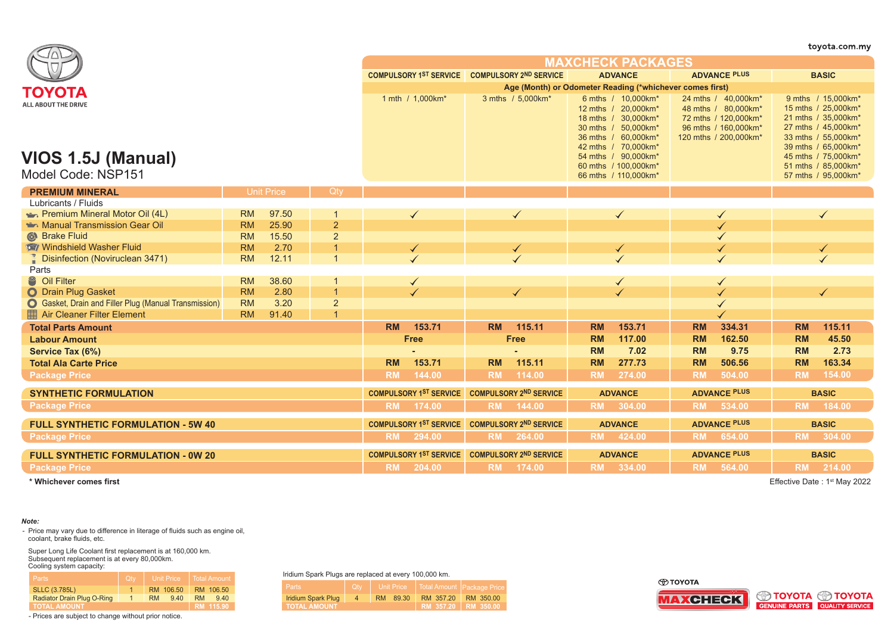toyota.com.my

TOYOTA
ALL ABOUT THE DRIVE

# VIOS 1.5J (Manual)

Model Code: NSP151

| | | | MAXCHECK PACKAGES | | | | |
|---|---|---|---|---|---|---|---|
| | | | COMPULSORY 1ST SERVICE | COMPULSORY 2ND SERVICE | ADVANCE | ADVANCE PLUS | BASIC |
| | | | Age (Month) or Odometer Reading (*whichever comes first) | | | | |
| | | | 1 mth / 1,000km* | 3 mths / 5,000km* | 6 mths / 10,000km*<br>12 mths / 20,000km*<br>18 mths / 30,000km*<br>30 mths / 50,000km*<br>36 mths / 60,000km*<br>42 mths / 70,000km*<br>54 mths / 90,000km*<br>60 mths / 100,000km*<br>66 mths / 110,000km* | 24 mths / 40,000km*<br>48 mths / 80,000km*<br>72 mths / 120,000km*<br>96 mths / 160,000km*<br>120 mths / 200,000km* | 9 mths / 15,000km*<br>15 mths / 25,000km*<br>21 mths / 35,000km*<br>27 mths / 45,000km*<br>33 mths / 55,000km*<br>39 mths / 65,000km*<br>45 mths / 75,000km*<br>51 mths / 85,000km*<br>57 mths / 95,000km* |
| **PREMIUM MINERAL** | Unit Price | Qty | | | | | |
| Lubricants / Fluids | | | | | | | |
| Premium Mineral Motor Oil (4L) | RM 97.50 | 1 | ✓ | ✓ | ✓ | ✓ | ✓ |
| Manual Transmission Gear Oil | RM 25.90 | 2 | | | | ✓ | |
| Brake Fluid | RM 15.50 | 2 | | | | ✓ | |
| Windshield Washer Fluid | RM 2.70 | 1 | ✓ | ✓ | ✓ | ✓ | ✓ |
| Disinfection (Noviruclean 3471) | RM 12.11 | 1 | ✓ | ✓ | ✓ | ✓ | ✓ |
| Parts | | | | | | | |
| Oil Filter | RM 38.60 | 1 | ✓ | | ✓ | ✓ | |
| Drain Plug Gasket | RM 2.80 | 1 | ✓ | ✓ | ✓ | ✓ | ✓ |
| Gasket, Drain and Filler Plug (Manual Transmission) | RM 3.20 | 2 | | | | ✓ | |
| Air Cleaner Filter Element | RM 91.40 | 1 | | | | ✓ | |
| **Total Parts Amount** | | | RM 153.71 | RM 115.11 | RM 153.71 | RM 334.31 | RM 115.11 |
| **Labour Amount** | | | Free | Free | RM 117.00 | RM 162.50 | RM 45.50 |
| **Service Tax (6%)** | | | - | - | RM 7.02 | RM 9.75 | RM 2.73 |
| **Total Ala Carte Price** | | | RM 153.71 | RM 115.11 | RM 277.73 | RM 506.56 | RM 163.34 |
| **Package Price** | | | RM 144.00 | RM 114.00 | RM 274.00 | RM 504.00 | RM 154.00 |

| SYNTHETIC FORMULATION | COMPULSORY 1ST SERVICE | COMPULSORY 2ND SERVICE | ADVANCE | ADVANCE PLUS | BASIC |
|---|---|---|---|---|---|
| Package Price | RM 174.00 | RM 144.00 | RM 304.00 | RM 534.00 | RM 184.00 |

| FULL SYNTHETIC FORMULATION - 5W 40 | COMPULSORY 1ST SERVICE | COMPULSORY 2ND SERVICE | ADVANCE | ADVANCE PLUS | BASIC |
|---|---|---|---|---|---|
| Package Price | RM 294.00 | RM 264.00 | RM 424.00 | RM 654.00 | RM 304.00 |

| FULL SYNTHETIC FORMULATION - 0W 20 | COMPULSORY 1ST SERVICE | COMPULSORY 2ND SERVICE | ADVANCE | ADVANCE PLUS | BASIC |
|---|---|---|---|---|---|
| Package Price | RM 204.00 | RM 174.00 | RM 334.00 | RM 564.00 | RM 214.00 |

**\* Whichever comes first**

Effective Date : 1st May 2022

***Note:***

- Price may vary due to difference in literage of fluids such as engine oil, coolant, brake fluids, etc.

Super Long Life Coolant first replacement is at 160,000 km.
Subsequent replacement is at every 80,000km.
Cooling system capacity:

| Parts | Qty | Unit Price | Total Amount |
|---|---|---|---|
| SLLC (3.785L) | 1 | RM 106.50 | RM 106.50 |
| Radiator Drain Plug O-Ring | 1 | RM 9.40 | RM 9.40 |
| TOTAL AMOUNT | | | RM 115.90 |

- Prices are subject to change without prior notice.

Iridium Spark Plugs are replaced at every 100,000 km.

| Parts | Qty | Unit Price | Total Amount | Package Price |
|---|---|---|---|---|
| Iridium Spark Plug | 4 | RM 89.30 | RM 357.20 | RM 350.00 |
| TOTAL AMOUNT | | | RM 357.20 | RM 350.00 |

TOYOTA MAXCHECK | TOYOTA GENUINE PARTS | TOYOTA QUALITY SERVICE